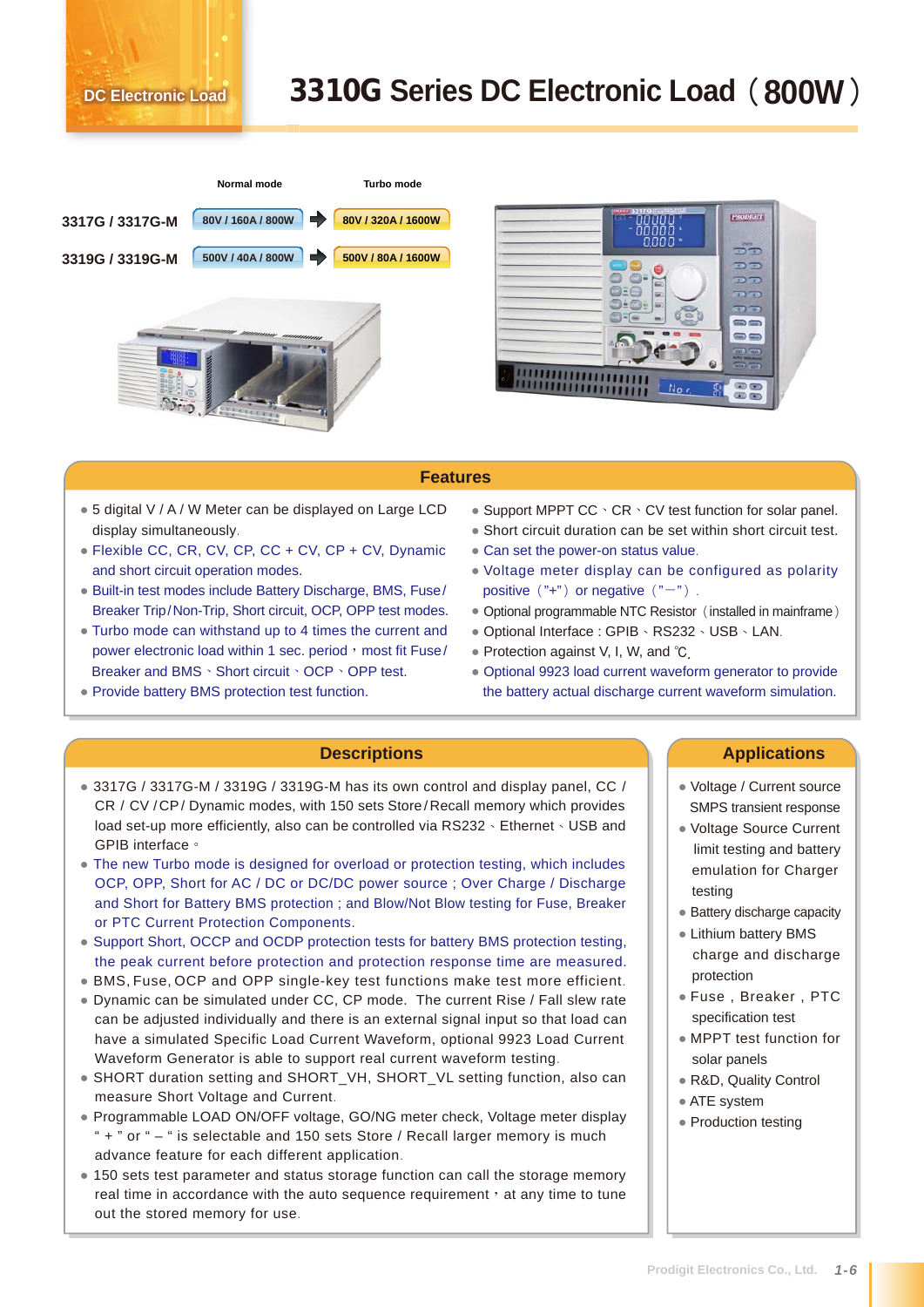DC Electronic Load

# 3310G Series DC Electronic Load（800W）

| | Normal mode | Turbo mode |
|---|---|---|
| 3317G / 3317G-M | 80V / 160A / 800W | 80V / 320A / 1600W |
| 3319G / 3319G-M | 500V / 40A / 800W | 500V / 80A / 1600W |

## Features

- 5 digital V / A / W Meter can be displayed on Large LCD display simultaneously.
- Flexible CC, CR, CV, CP, CC + CV, CP + CV, Dynamic and short circuit operation modes.
- Built-in test modes include Battery Discharge, BMS, Fuse/Breaker Trip/Non-Trip, Short circuit, OCP, OPP test modes.
- Turbo mode can withstand up to 4 times the current and power electronic load within 1 sec. period，most fit Fuse/Breaker and BMS、Short circuit、OCP、OPP test.
- Provide battery BMS protection test function.
- Support MPPT CC、CR、CV test function for solar panel.
- Short circuit duration can be set within short circuit test.
- Can set the power-on status value.
- Voltage meter display can be configured as polarity positive（"+"）or negative（"—"）.
- Optional programmable NTC Resistor（installed in mainframe）
- Optional Interface : GPIB、RS232、USB、LAN.
- Protection against V, I, W, and ℃.
- Optional 9923 load current waveform generator to provide the battery actual discharge current waveform simulation.

## Descriptions

- 3317G / 3317G-M / 3319G / 3319G-M has its own control and display panel, CC / CR / CV /CP/ Dynamic modes, with 150 sets Store/Recall memory which provides load set-up more efficiently, also can be controlled via RS232、Ethernet、USB and GPIB interface。
- The new Turbo mode is designed for overload or protection testing, which includes OCP, OPP, Short for AC / DC or DC/DC power source ; Over Charge / Discharge and Short for Battery BMS protection ; and Blow/Not Blow testing for Fuse, Breaker or PTC Current Protection Components.
- Support Short, OCCP and OCDP protection tests for battery BMS protection testing, the peak current before protection and protection response time are measured.
- BMS, Fuse, OCP and OPP single-key test functions make test more efficient.
- Dynamic can be simulated under CC, CP mode. The current Rise / Fall slew rate can be adjusted individually and there is an external signal input so that load can have a simulated Specific Load Current Waveform, optional 9923 Load Current Waveform Generator is able to support real current waveform testing.
- SHORT duration setting and SHORT_VH, SHORT_VL setting function, also can measure Short Voltage and Current.
- Programmable LOAD ON/OFF voltage, GO/NG meter check, Voltage meter display " + " or " – " is selectable and 150 sets Store / Recall larger memory is much advance feature for each different application.
- 150 sets test parameter and status storage function can call the storage memory real time in accordance with the auto sequence requirement，at any time to tune out the stored memory for use.

## Applications

- Voltage / Current source SMPS transient response
- Voltage Source Current limit testing and battery emulation for Charger testing
- Battery discharge capacity
- Lithium battery BMS charge and discharge protection
- Fuse , Breaker , PTC specification test
- MPPT test function for solar panels
- R&D, Quality Control
- ATE system
- Production testing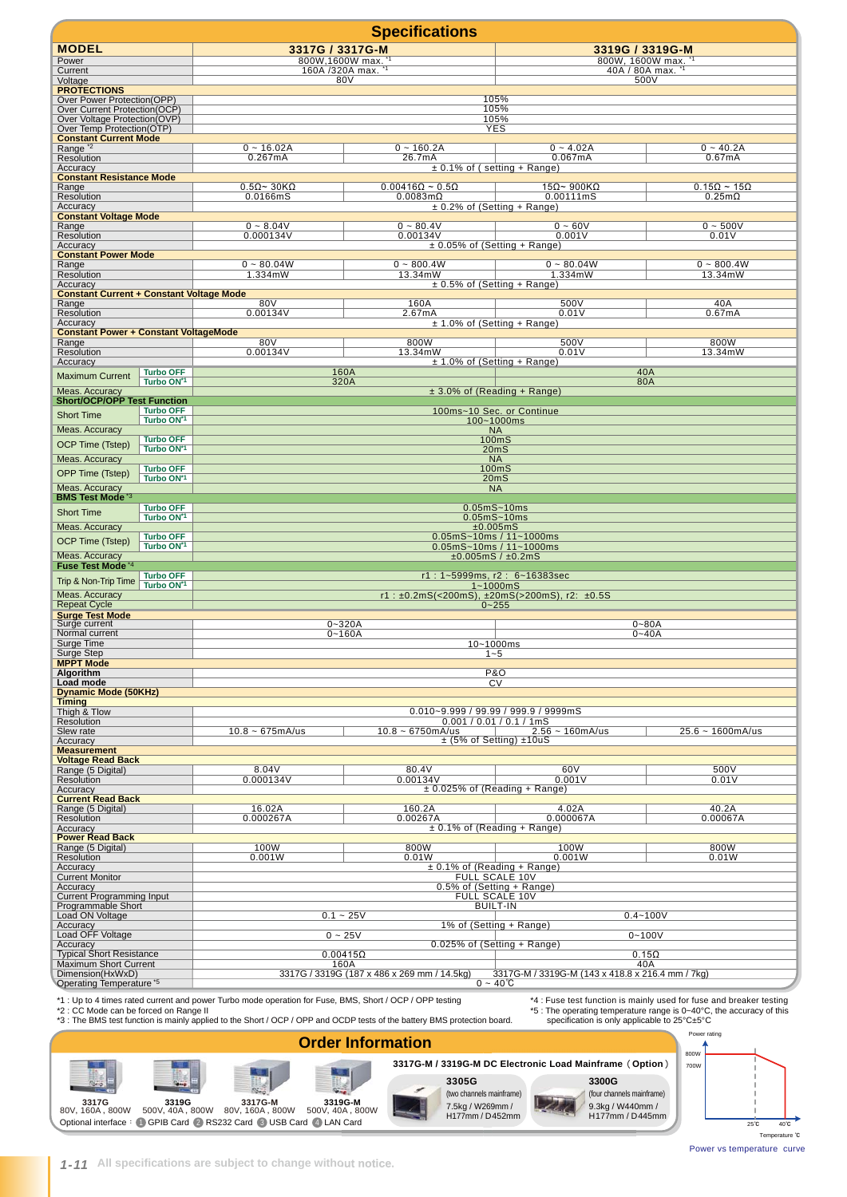# Specifications

| MODEL | | 3317G / 3317G-M | | 3319G / 3319G-M | |
|---|---|---|---|---|---|
| Power | | 800W,1600W max. *1 | | 800W, 1600W max. *1 | |
| Current | | 160A /320A max. *1 | | 40A / 80A max. *1 | |
| Voltage | | 80V | | 500V | |
| **PROTECTIONS** | | | | | |
| Over Power Protection(OPP) | | 105% | | | |
| Over Current Protection(OCP) | | 105% | | | |
| Over Voltage Protection(OVP) | | 105% | | | |
| Over Temp Protection(OTP) | | YES | | | |
| **Constant Current Mode** | | | | | |
| Range *2 | | 0 ~ 16.02A | 0 ~ 160.2A | 0 ~ 4.02A | 0 ~ 40.2A |
| Resolution | | 0.267mA | 26.7mA | 0.067mA | 0.67mA |
| Accuracy | | ± 0.1% of ( setting + Range) | | | |
| **Constant Resistance Mode** | | | | | |
| Range | | 0.5Ω~ 30KΩ | 0.00416Ω ~ 0.5Ω | 15Ω~ 900KΩ | 0.15Ω ~ 15Ω |
| Resolution | | 0.0166mS | 0.0083mΩ | 0.00111mS | 0.25mΩ |
| Accuracy | | ± 0.2% of (Setting + Range) | | | |
| **Constant Voltage Mode** | | | | | |
| Range | | 0 ~ 8.04V | 0 ~ 80.4V | 0 ~ 60V | 0 ~ 500V |
| Resolution | | 0.000134V | 0.00134V | 0.001V | 0.01V |
| Accuracy | | ± 0.05% of (Setting + Range) | | | |
| **Constant Power Mode** | | | | | |
| Range | | 0 ~ 80.04W | 0 ~ 800.4W | 0 ~ 80.04W | 0 ~ 800.4W |
| Resolution | | 1.334mW | 13.34mW | 1.334mW | 13.34mW |
| Accuracy | | ± 0.5% of (Setting + Range) | | | |
| **Constant Current + Constant Voltage Mode** | | | | | |
| Range | | 80V | 160A | 500V | 40A |
| Resolution | | 0.00134V | 2.67mA | 0.01V | 0.67mA |
| Accuracy | | ± 1.0% of (Setting + Range) | | | |
| **Constant Power + Constant VoltageMode** | | | | | |
| Range | | 80V | 800W | 500V | 800W |
| Resolution | | 0.00134V | 13.34mW | 0.01V | 13.34mW |
| Accuracy | | ± 1.0% of (Setting + Range) | | | |
| Maximum Current | Turbo OFF | 160A | | 40A | |
| | Turbo ON*1 | 320A | | 80A | |
| Meas. Accuracy | | ± 3.0% of (Reading + Range) | | | |
| **Short/OCP/OPP Test Function** | | | | | |
| Short Time | Turbo OFF | 100ms~10 Sec. or Continue | | | |
| | Turbo ON*1 | 100~1000ms | | | |
| Meas. Accuracy | | NA | | | |
| OCP Time (Tstep) | Turbo OFF | 100mS | | | |
| | Turbo ON*1 | 20mS | | | |
| Meas. Accuracy | | NA | | | |
| OPP Time (Tstep) | Turbo OFF | 100mS | | | |
| | Turbo ON*1 | 20mS | | | |
| Meas. Accuracy | | NA | | | |
| **BMS Test Mode** *3 | | | | | |
| Short Time | Turbo OFF | 0.05mS~10ms | | | |
| | Turbo ON*1 | 0.05mS~10ms | | | |
| Meas. Accuracy | | ±0.005mS | | | |
| OCP Time (Tstep) | Turbo OFF | 0.05mS~10ms / 11~1000ms | | | |
| | Turbo ON*1 | 0.05mS~10ms / 11~1000ms | | | |
| Meas. Accuracy | | ±0.005mS / ±0.2mS | | | |
| **Fuse Test Mode** *4 | | | | | |
| Trip & Non-Trip Time | Turbo OFF | r1 : 1~5999ms, r2 : 6~16383sec | | | |
| | Turbo ON*1 | 1~1000mS | | | |
| Meas. Accuracy | | r1 : ±0.2mS(<200mS), ±20mS(>200mS), r2: ±0.5S | | | |
| Repeat Cycle | | 0~255 | | | |
| **Surge Test Mode** | | | | | |
| Surge current | | 0~320A | | 0~80A | |
| Normal current | | 0~160A | | 0~40A | |
| Surge Time | | 10~1000ms | | | |
| Surge Step | | 1~5 | | | |
| **MPPT Mode** | | | | | |
| **Algorithm** | | P&O | | | |
| **Load mode** | | CV | | | |
| **Dynamic Mode (50KHz)** | | | | | |
| **Timing** | | | | | |
| Thigh & Tlow | | 0.010~9.999 / 99.99 / 999.9 / 9999mS | | | |
| Resolution | | 0.001 / 0.01 / 0.1 / 1mS | | | |
| Slew rate | | 10.8 ~ 675mA/us | 10.8 ~ 6750mA/us | 2.56 ~ 160mA/us | 25.6 ~ 1600mA/us |
| Accuracy | | ± (5% of Setting) ±10uS | | | |
| **Measurement** | | | | | |
| **Voltage Read Back** | | | | | |
| Range (5 Digital) | | 8.04V | 80.4V | 60V | 500V |
| Resolution | | 0.000134V | 0.00134V | 0.001V | 0.01V |
| Accuracy | | ± 0.025% of (Reading + Range) | | | |
| **Current Read Back** | | | | | |
| Range (5 Digital) | | 16.02A | 160.2A | 4.02A | 40.2A |
| Resolution | | 0.000267A | 0.00267A | 0.000067A | 0.00067A |
| Accuracy | | ± 0.1% of (Reading + Range) | | | |
| **Power Read Back** | | | | | |
| Range (5 Digital) | | 100W | 800W | 100W | 800W |
| Resolution | | 0.001W | 0.01W | 0.001W | 0.01W |
| Accuracy | | ± 0.1% of (Reading + Range) | | | |
| Current Monitor | | FULL SCALE 10V | | | |
| Accuracy | | 0.5% of (Setting + Range) | | | |
| Current Programming Input | | FULL SCALE 10V | | | |
| Programmable Short | | BUILT-IN | | | |
| Load ON Voltage | | 0.1 ~ 25V | | 0.4~100V | |
| Accuracy | | 1% of (Setting + Range) | | | |
| Load OFF Voltage | | 0 ~ 25V | | 0~100V | |
| Accuracy | | 0.025% of (Setting + Range) | | | |
| Typical Short Resistance | | 0.00415Ω | | 0.15Ω | |
| Maximum Short Current | | 160A | | 40A | |
| Dimension(HxWxD) | | 3317G / 3319G (187 x 486 x 269 mm / 14.5kg) | | 3317G-M / 3319G-M (143 x 418.8 x 216.4 mm / 7kg) | |
| Operating Temperature *5 | | 0 ~ 40℃ | | | |

*1 : Up to 4 times rated current and power Turbo mode operation for Fuse, BMS, Short / OCP / OPP testing
*2 : CC Mode can be forced on Range II
*3 : The BMS test function is mainly applied to the Short / OCP / OPP and OCDP tests of the battery BMS protection board.
*4 : Fuse test function is mainly used for fuse and breaker testing
*5 : The operating temperature range is 0~40°C, the accuracy of this specification is only applicable to 25°C±5°C

## Order Information

3317G
80V, 160A , 800W

3319G
500V, 40A , 800W

3317G-M
80V, 160A , 800W

3319G-M
500V, 40A , 800W

Optional interface : 1 GPIB Card 2 RS232 Card 3 USB Card 4 LAN Card

**3317G-M / 3319G-M DC Electronic Load Mainframe（Option）**

**3305G**
(two channels mainframe)
7.5kg / W269mm / H177mm / D452mm

**3300G**
(four channels mainframe)
9.3kg / W440mm / H177mm / D445mm

Power rating
800W
700W
25℃
40℃
Temperature ℃

Power vs temperature curve

All specifications are subject to change without notice.